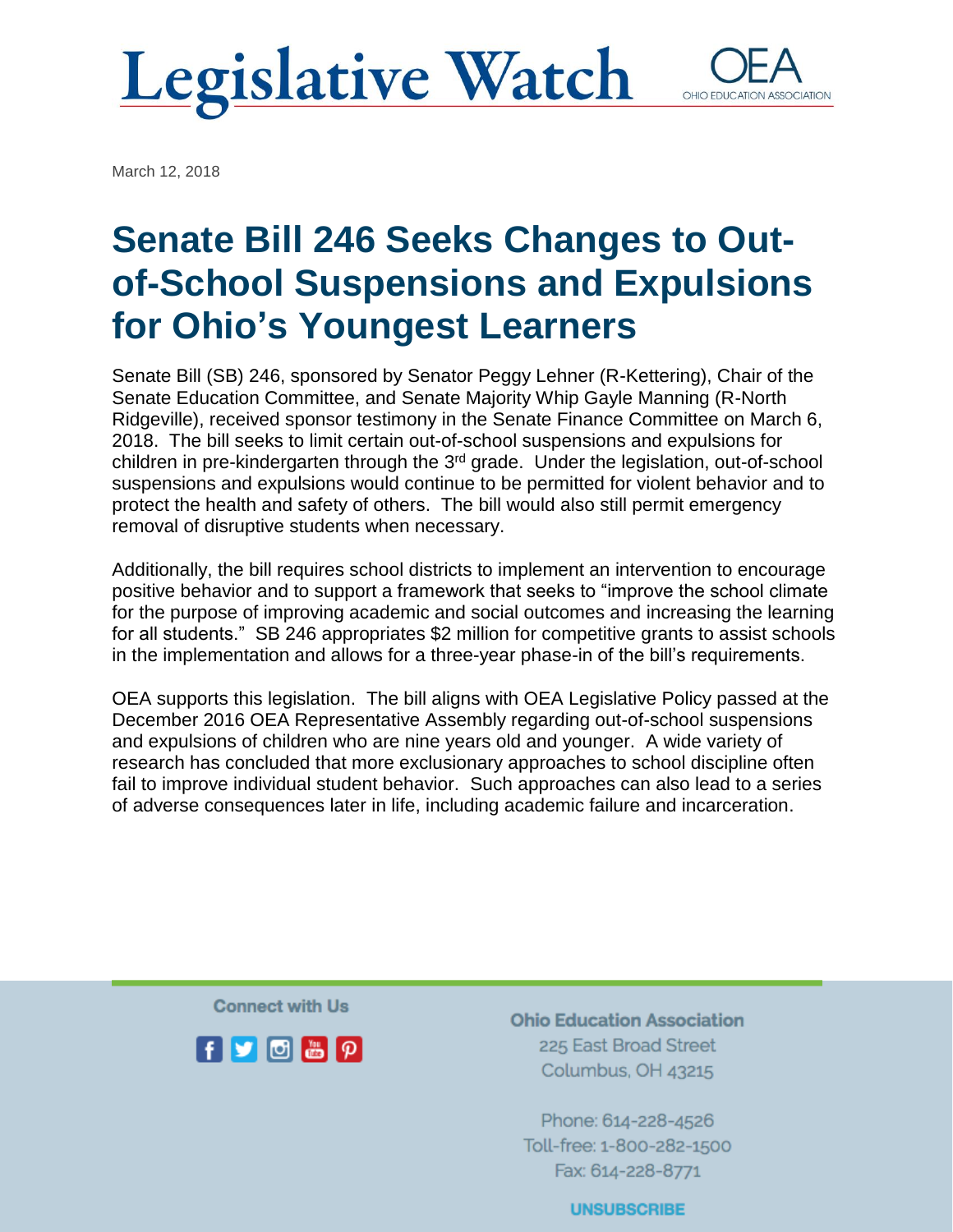# Legislative Watch

OEA
OHIO EDUCATION ASSOCIATION

March 12, 2018

## Senate Bill 246 Seeks Changes to Out-of-School Suspensions and Expulsions for Ohio's Youngest Learners

Senate Bill (SB) 246, sponsored by Senator Peggy Lehner (R-Kettering), Chair of the Senate Education Committee, and Senate Majority Whip Gayle Manning (R-North Ridgeville), received sponsor testimony in the Senate Finance Committee on March 6, 2018. The bill seeks to limit certain out-of-school suspensions and expulsions for children in pre-kindergarten through the 3rd grade. Under the legislation, out-of-school suspensions and expulsions would continue to be permitted for violent behavior and to protect the health and safety of others. The bill would also still permit emergency removal of disruptive students when necessary.

Additionally, the bill requires school districts to implement an intervention to encourage positive behavior and to support a framework that seeks to "improve the school climate for the purpose of improving academic and social outcomes and increasing the learning for all students." SB 246 appropriates $2 million for competitive grants to assist schools in the implementation and allows for a three-year phase-in of the bill's requirements.

OEA supports this legislation. The bill aligns with OEA Legislative Policy passed at the December 2016 OEA Representative Assembly regarding out-of-school suspensions and expulsions of children who are nine years old and younger. A wide variety of research has concluded that more exclusionary approaches to school discipline often fail to improve individual student behavior. Such approaches can also lead to a series of adverse consequences later in life, including academic failure and incarceration.

Connect with Us

**Ohio Education Association**
225 East Broad Street
Columbus, OH 43215

Phone: 614-228-4526
Toll-free: 1-800-282-1500
Fax: 614-228-8771

UNSUBSCRIBE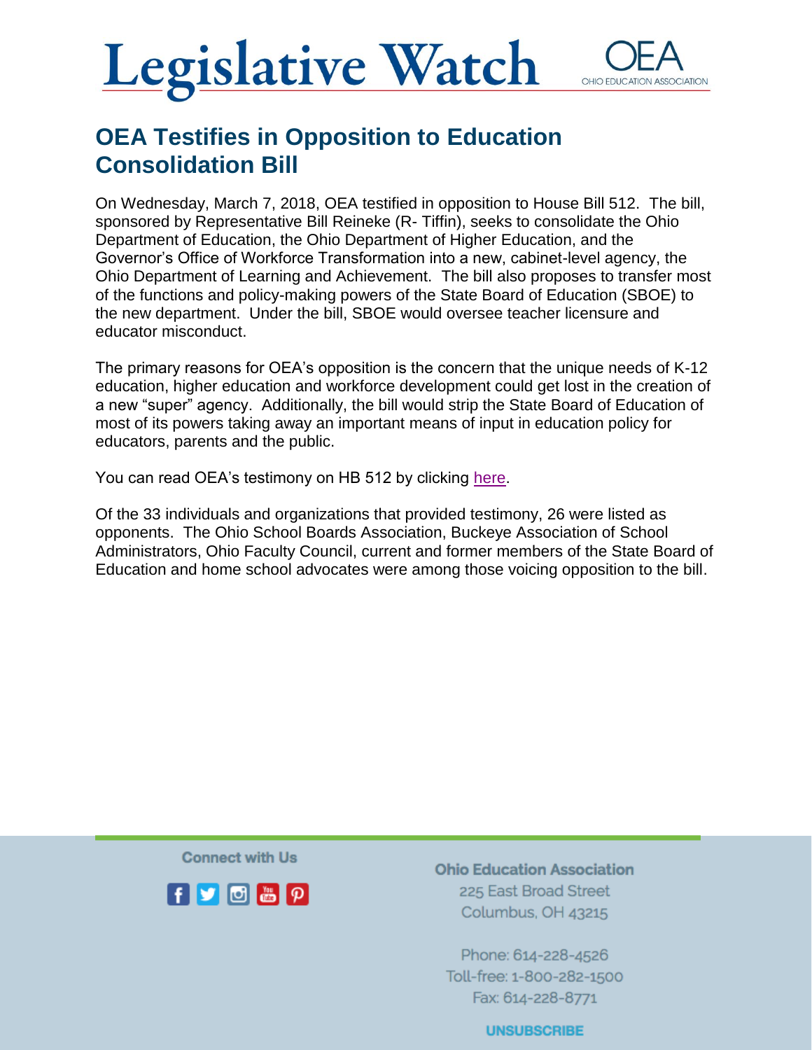# OEA Testifies in Opposition to Education Consolidation Bill

On Wednesday, March 7, 2018, OEA testified in opposition to House Bill 512. The bill, sponsored by Representative Bill Reineke (R- Tiffin), seeks to consolidate the Ohio Department of Education, the Ohio Department of Higher Education, and the Governor's Office of Workforce Transformation into a new, cabinet-level agency, the Ohio Department of Learning and Achievement. The bill also proposes to transfer most of the functions and policy-making powers of the State Board of Education (SBOE) to the new department. Under the bill, SBOE would oversee teacher licensure and educator misconduct.

The primary reasons for OEA's opposition is the concern that the unique needs of K-12 education, higher education and workforce development could get lost in the creation of a new "super" agency. Additionally, the bill would strip the State Board of Education of most of its powers taking away an important means of input in education policy for educators, parents and the public.

You can read OEA's testimony on HB 512 by clicking here.

Of the 33 individuals and organizations that provided testimony, 26 were listed as opponents. The Ohio School Boards Association, Buckeye Association of School Administrators, Ohio Faculty Council, current and former members of the State Board of Education and home school advocates were among those voicing opposition to the bill.

Connect with Us

**Ohio Education Association**
225 East Broad Street
Columbus, OH 43215

Phone: 614-228-4526
Toll-free: 1-800-282-1500
Fax: 614-228-8771

UNSUBSCRIBE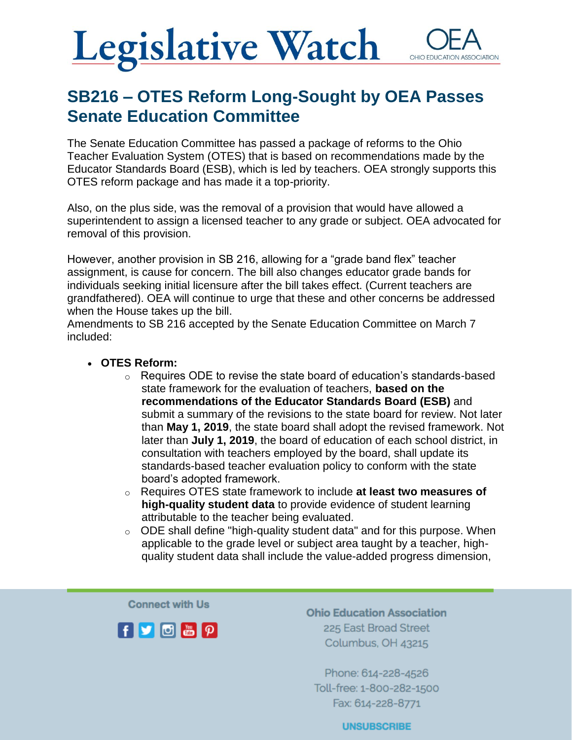# Legislative Watch

## SB216 – OTES Reform Long-Sought by OEA Passes Senate Education Committee

The Senate Education Committee has passed a package of reforms to the Ohio Teacher Evaluation System (OTES) that is based on recommendations made by the Educator Standards Board (ESB), which is led by teachers. OEA strongly supports this OTES reform package and has made it a top-priority.

Also, on the plus side, was the removal of a provision that would have allowed a superintendent to assign a licensed teacher to any grade or subject. OEA advocated for removal of this provision.

However, another provision in SB 216, allowing for a "grade band flex" teacher assignment, is cause for concern. The bill also changes educator grade bands for individuals seeking initial licensure after the bill takes effect. (Current teachers are grandfathered). OEA will continue to urge that these and other concerns be addressed when the House takes up the bill.
Amendments to SB 216 accepted by the Senate Education Committee on March 7 included:

- **OTES Reform:**
  - Requires ODE to revise the state board of education's standards-based state framework for the evaluation of teachers, **based on the recommendations of the Educator Standards Board (ESB)** and submit a summary of the revisions to the state board for review. Not later than **May 1, 2019**, the state board shall adopt the revised framework. Not later than **July 1, 2019**, the board of education of each school district, in consultation with teachers employed by the board, shall update its standards-based teacher evaluation policy to conform with the state board's adopted framework.
  - Requires OTES state framework to include **at least two measures of high-quality student data** to provide evidence of student learning attributable to the teacher being evaluated.
  - ODE shall define "high-quality student data" and for this purpose. When applicable to the grade level or subject area taught by a teacher, high-quality student data shall include the value-added progress dimension,

Connect with Us

**Ohio Education Association**
225 East Broad Street
Columbus, OH 43215

Phone: 614-228-4526
Toll-free: 1-800-282-1500
Fax: 614-228-8771

UNSUBSCRIBE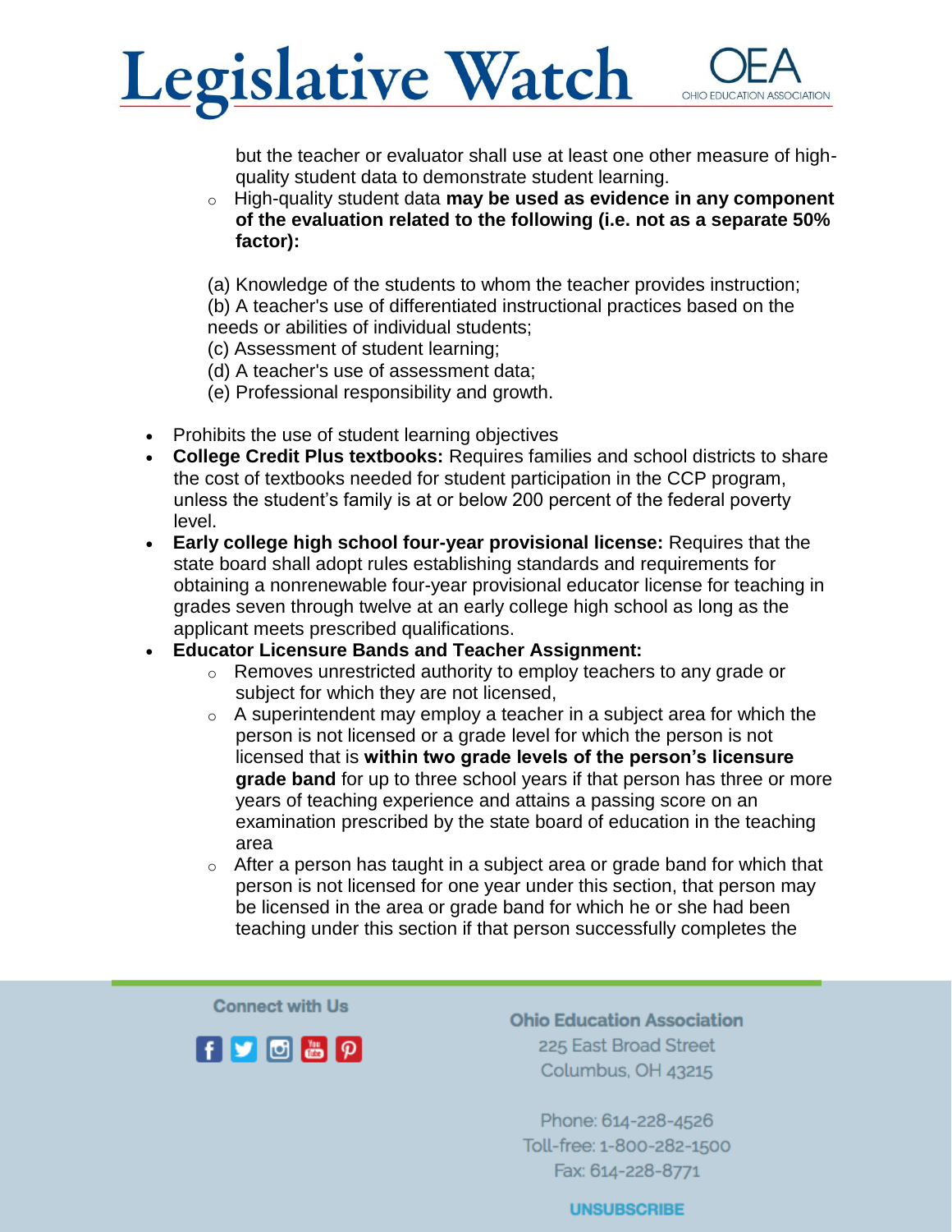but the teacher or evaluator shall use at least one other measure of high-quality student data to demonstrate student learning.

  - High-quality student data **may be used as evidence in any component of the evaluation related to the following (i.e. not as a separate 50% factor):**

    (a) Knowledge of the students to whom the teacher provides instruction;
    (b) A teacher's use of differentiated instructional practices based on the needs or abilities of individual students;
    (c) Assessment of student learning;
    (d) A teacher's use of assessment data;
    (e) Professional responsibility and growth.

- Prohibits the use of student learning objectives
- **College Credit Plus textbooks:** Requires families and school districts to share the cost of textbooks needed for student participation in the CCP program, unless the student's family is at or below 200 percent of the federal poverty level.
- **Early college high school four-year provisional license:** Requires that the state board shall adopt rules establishing standards and requirements for obtaining a nonrenewable four-year provisional educator license for teaching in grades seven through twelve at an early college high school as long as the applicant meets prescribed qualifications.
- **Educator Licensure Bands and Teacher Assignment:**
  - Removes unrestricted authority to employ teachers to any grade or subject for which they are not licensed,
  - A superintendent may employ a teacher in a subject area for which the person is not licensed or a grade level for which the person is not licensed that is **within two grade levels of the person's licensure grade band** for up to three school years if that person has three or more years of teaching experience and attains a passing score on an examination prescribed by the state board of education in the teaching area
  - After a person has taught in a subject area or grade band for which that person is not licensed for one year under this section, that person may be licensed in the area or grade band for which he or she had been teaching under this section if that person successfully completes the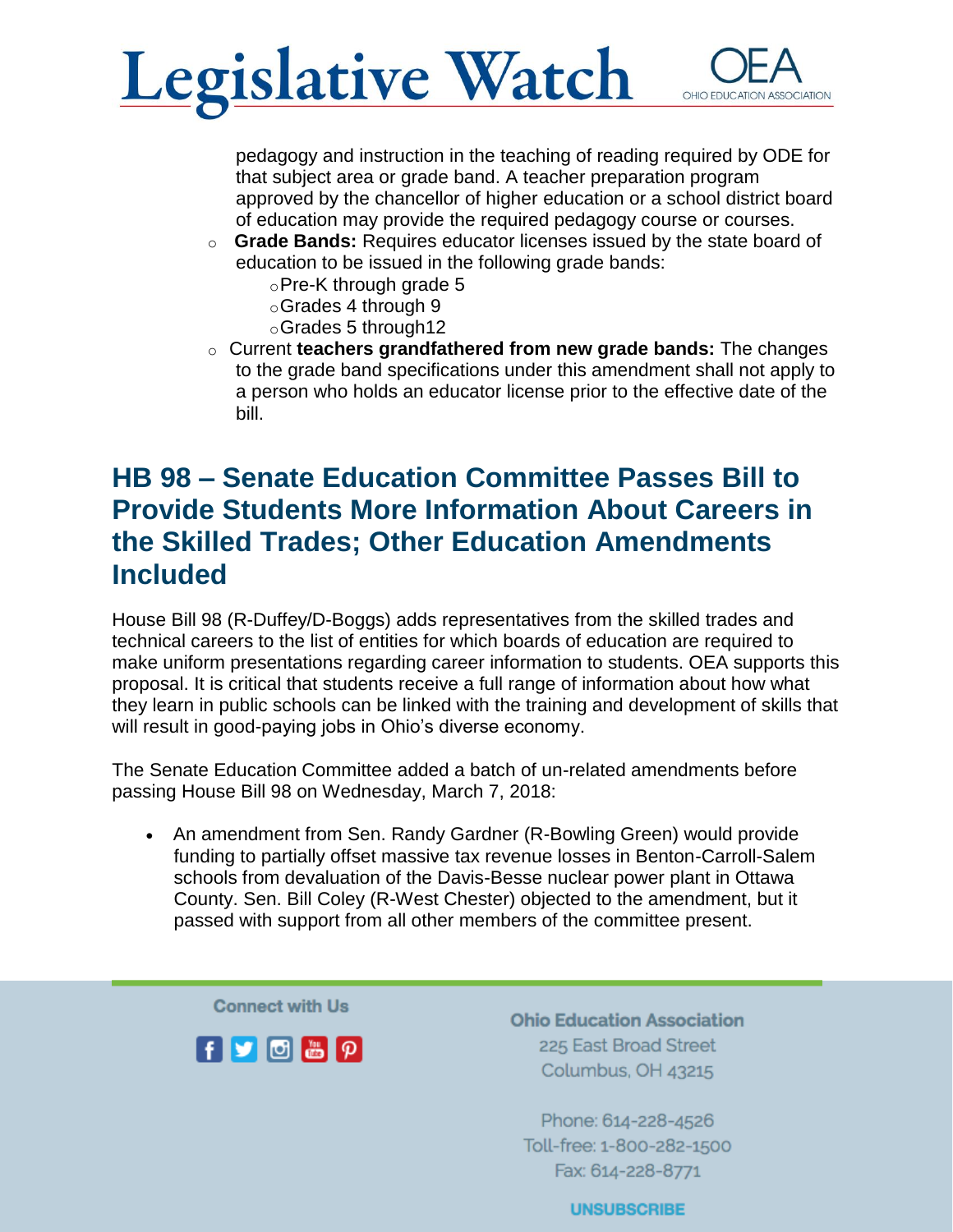pedagogy and instruction in the teaching of reading required by ODE for that subject area or grade band. A teacher preparation program approved by the chancellor of higher education or a school district board of education may provide the required pedagogy course or courses.

- **Grade Bands:** Requires educator licenses issued by the state board of education to be issued in the following grade bands:
  - Pre-K through grade 5
  - Grades 4 through 9
  - Grades 5 through12
- Current **teachers grandfathered from new grade bands:** The changes to the grade band specifications under this amendment shall not apply to a person who holds an educator license prior to the effective date of the bill.

## HB 98 – Senate Education Committee Passes Bill to Provide Students More Information About Careers in the Skilled Trades; Other Education Amendments Included

House Bill 98 (R-Duffey/D-Boggs) adds representatives from the skilled trades and technical careers to the list of entities for which boards of education are required to make uniform presentations regarding career information to students. OEA supports this proposal. It is critical that students receive a full range of information about how what they learn in public schools can be linked with the training and development of skills that will result in good-paying jobs in Ohio's diverse economy.

The Senate Education Committee added a batch of un-related amendments before passing House Bill 98 on Wednesday, March 7, 2018:

- An amendment from Sen. Randy Gardner (R-Bowling Green) would provide funding to partially offset massive tax revenue losses in Benton-Carroll-Salem schools from devaluation of the Davis-Besse nuclear power plant in Ottawa County. Sen. Bill Coley (R-West Chester) objected to the amendment, but it passed with support from all other members of the committee present.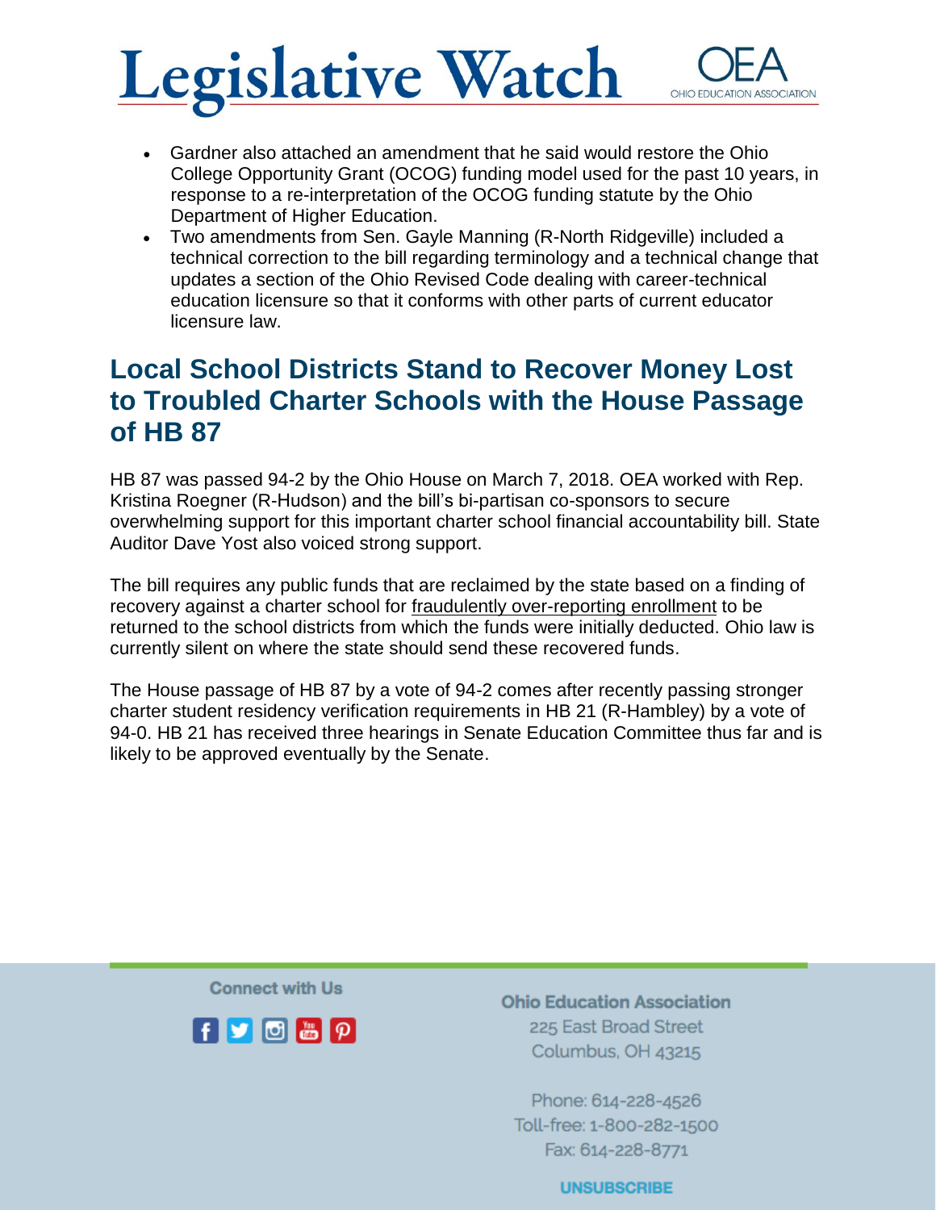- Gardner also attached an amendment that he said would restore the Ohio College Opportunity Grant (OCOG) funding model used for the past 10 years, in response to a re-interpretation of the OCOG funding statute by the Ohio Department of Higher Education.
- Two amendments from Sen. Gayle Manning (R-North Ridgeville) included a technical correction to the bill regarding terminology and a technical change that updates a section of the Ohio Revised Code dealing with career-technical education licensure so that it conforms with other parts of current educator licensure law.

## Local School Districts Stand to Recover Money Lost to Troubled Charter Schools with the House Passage of HB 87

HB 87 was passed 94-2 by the Ohio House on March 7, 2018. OEA worked with Rep. Kristina Roegner (R-Hudson) and the bill's bi-partisan co-sponsors to secure overwhelming support for this important charter school financial accountability bill. State Auditor Dave Yost also voiced strong support.

The bill requires any public funds that are reclaimed by the state based on a finding of recovery against a charter school for fraudulently over-reporting enrollment to be returned to the school districts from which the funds were initially deducted. Ohio law is currently silent on where the state should send these recovered funds.

The House passage of HB 87 by a vote of 94-2 comes after recently passing stronger charter student residency verification requirements in HB 21 (R-Hambley) by a vote of 94-0. HB 21 has received three hearings in Senate Education Committee thus far and is likely to be approved eventually by the Senate.

Connect with Us

**Ohio Education Association**
225 East Broad Street
Columbus, OH 43215

Phone: 614-228-4526
Toll-free: 1-800-282-1500
Fax: 614-228-8771

UNSUBSCRIBE